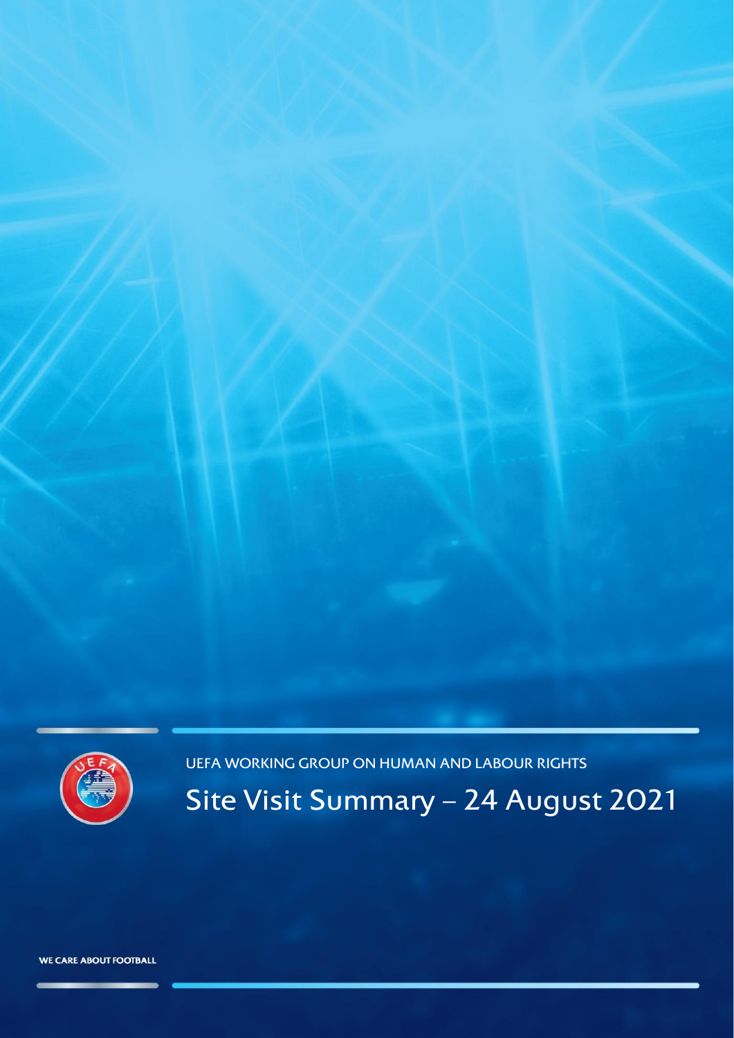UEFA WORKING GROUP ON HUMAN AND LABOUR RIGHTS

# Site Visit Summary – 24 August 2021

WE CARE ABOUT FOOTBALL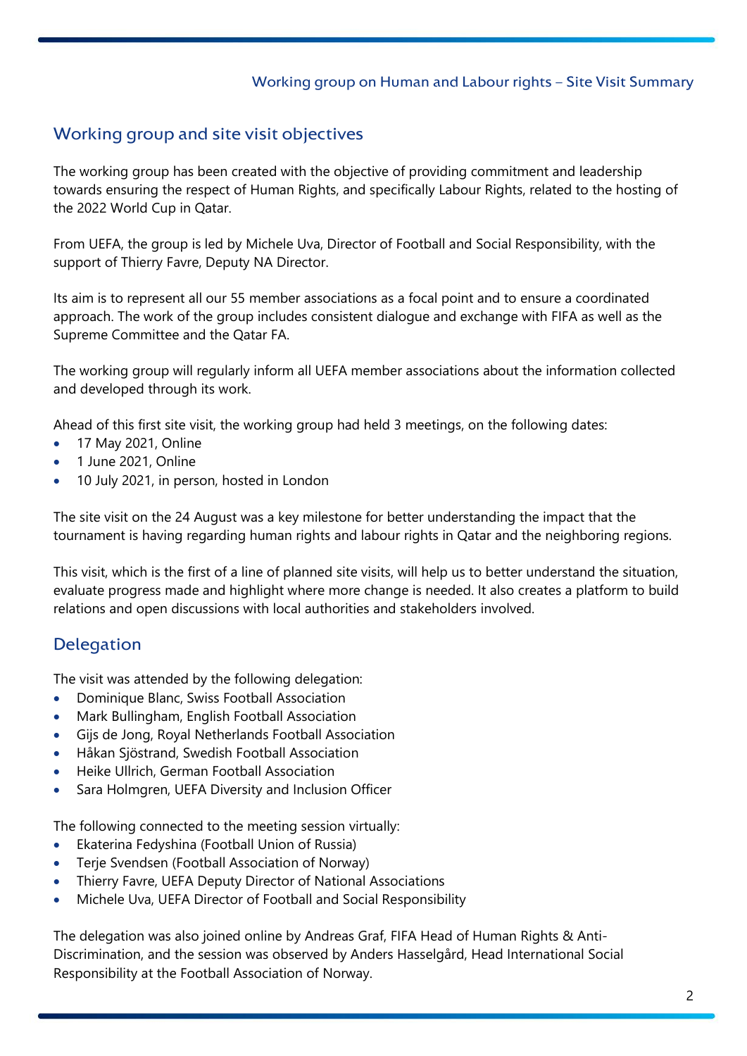## Working group and site visit objectives

The working group has been created with the objective of providing commitment and leadership towards ensuring the respect of Human Rights, and specifically Labour Rights, related to the hosting of the 2022 World Cup in Qatar.

From UEFA, the group is led by Michele Uva, Director of Football and Social Responsibility, with the support of Thierry Favre, Deputy NA Director.

Its aim is to represent all our 55 member associations as a focal point and to ensure a coordinated approach. The work of the group includes consistent dialogue and exchange with FIFA as well as the Supreme Committee and the Qatar FA.

The working group will regularly inform all UEFA member associations about the information collected and developed through its work.

Ahead of this first site visit, the working group had held 3 meetings, on the following dates:

- 17 May 2021, Online
- 1 June 2021, Online
- 10 July 2021, in person, hosted in London

The site visit on the 24 August was a key milestone for better understanding the impact that the tournament is having regarding human rights and labour rights in Qatar and the neighboring regions.

This visit, which is the first of a line of planned site visits, will help us to better understand the situation, evaluate progress made and highlight where more change is needed. It also creates a platform to build relations and open discussions with local authorities and stakeholders involved.

## Delegation

The visit was attended by the following delegation:

- Dominique Blanc, Swiss Football Association
- Mark Bullingham, English Football Association
- Gijs de Jong, Royal Netherlands Football Association
- Håkan Sjöstrand, Swedish Football Association
- Heike Ullrich, German Football Association
- Sara Holmgren, UEFA Diversity and Inclusion Officer

The following connected to the meeting session virtually:

- Ekaterina Fedyshina (Football Union of Russia)
- Terje Svendsen (Football Association of Norway)
- Thierry Favre, UEFA Deputy Director of National Associations
- Michele Uva, UEFA Director of Football and Social Responsibility

The delegation was also joined online by Andreas Graf, FIFA Head of Human Rights & Anti-Discrimination, and the session was observed by Anders Hasselgård, Head International Social Responsibility at the Football Association of Norway.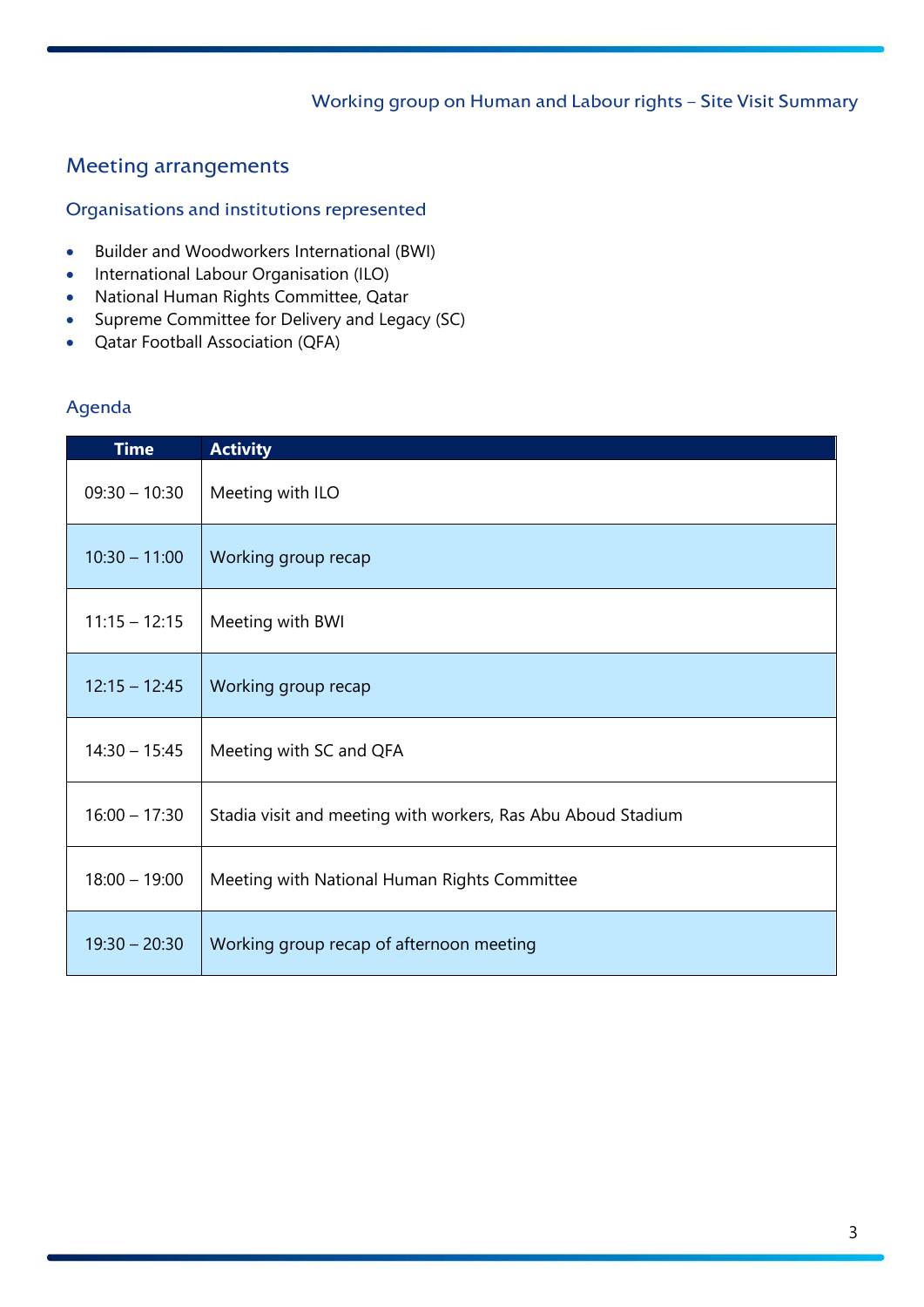## Meeting arrangements

### Organisations and institutions represented

- Builder and Woodworkers International (BWI)
- International Labour Organisation (ILO)
- National Human Rights Committee, Qatar
- Supreme Committee for Delivery and Legacy (SC)
- Qatar Football Association (QFA)

### Agenda

| Time | Activity |
|---|---|
| 09:30 – 10:30 | Meeting with ILO |
| 10:30 – 11:00 | Working group recap |
| 11:15 – 12:15 | Meeting with BWI |
| 12:15 – 12:45 | Working group recap |
| 14:30 – 15:45 | Meeting with SC and QFA |
| 16:00 – 17:30 | Stadia visit and meeting with workers, Ras Abu Aboud Stadium |
| 18:00 – 19:00 | Meeting with National Human Rights Committee |
| 19:30 – 20:30 | Working group recap of afternoon meeting |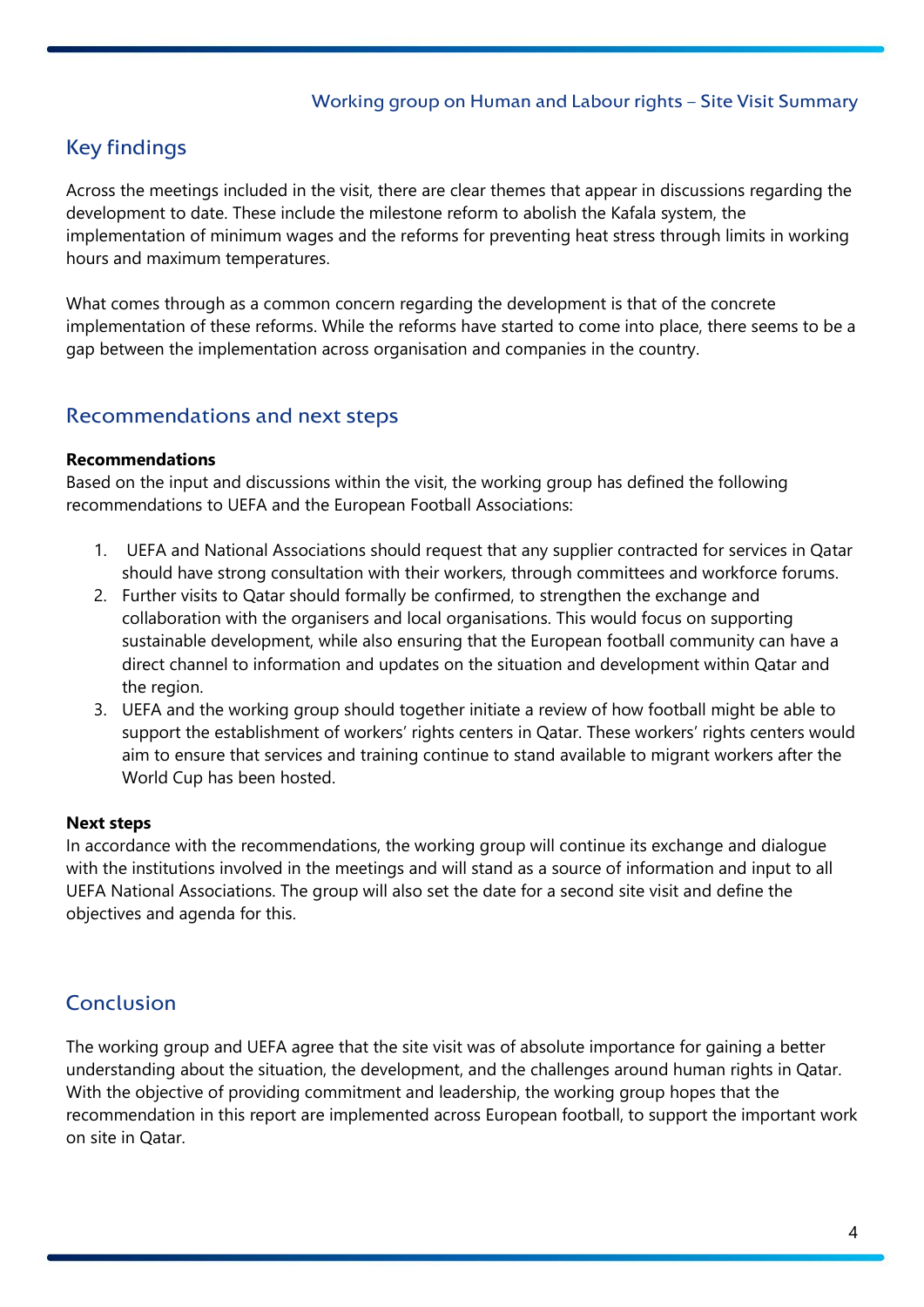## Key findings

Across the meetings included in the visit, there are clear themes that appear in discussions regarding the development to date. These include the milestone reform to abolish the Kafala system, the implementation of minimum wages and the reforms for preventing heat stress through limits in working hours and maximum temperatures.

What comes through as a common concern regarding the development is that of the concrete implementation of these reforms. While the reforms have started to come into place, there seems to be a gap between the implementation across organisation and companies in the country.

## Recommendations and next steps

**Recommendations**

Based on the input and discussions within the visit, the working group has defined the following recommendations to UEFA and the European Football Associations:

1. UEFA and National Associations should request that any supplier contracted for services in Qatar should have strong consultation with their workers, through committees and workforce forums.
2. Further visits to Qatar should formally be confirmed, to strengthen the exchange and collaboration with the organisers and local organisations. This would focus on supporting sustainable development, while also ensuring that the European football community can have a direct channel to information and updates on the situation and development within Qatar and the region.
3. UEFA and the working group should together initiate a review of how football might be able to support the establishment of workers' rights centers in Qatar. These workers' rights centers would aim to ensure that services and training continue to stand available to migrant workers after the World Cup has been hosted.

**Next steps**

In accordance with the recommendations, the working group will continue its exchange and dialogue with the institutions involved in the meetings and will stand as a source of information and input to all UEFA National Associations. The group will also set the date for a second site visit and define the objectives and agenda for this.

## Conclusion

The working group and UEFA agree that the site visit was of absolute importance for gaining a better understanding about the situation, the development, and the challenges around human rights in Qatar. With the objective of providing commitment and leadership, the working group hopes that the recommendation in this report are implemented across European football, to support the important work on site in Qatar.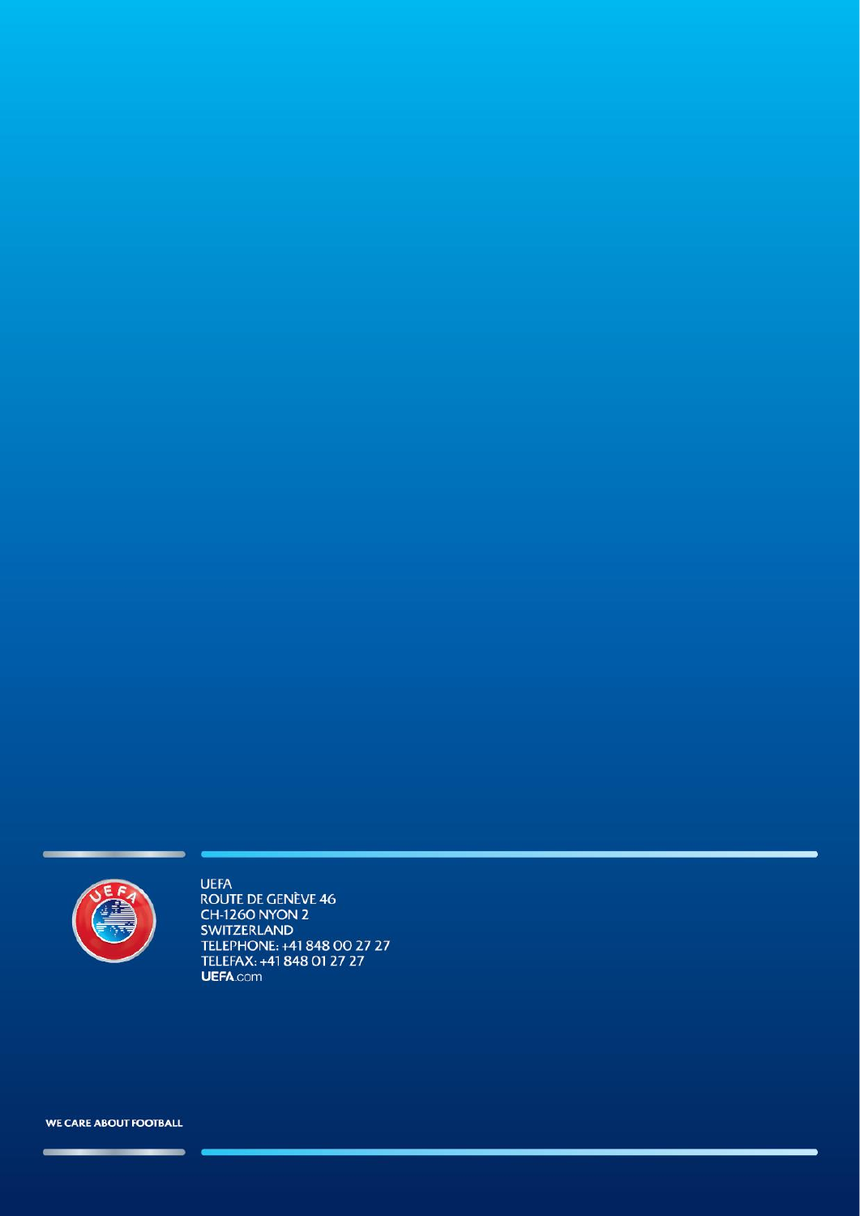UEFA
ROUTE DE GENÈVE 46
CH-1260 NYON 2
SWITZERLAND
TELEPHONE: +41 848 00 27 27
TELEFAX: +41 848 01 27 27
UEFA.com

WE CARE ABOUT FOOTBALL